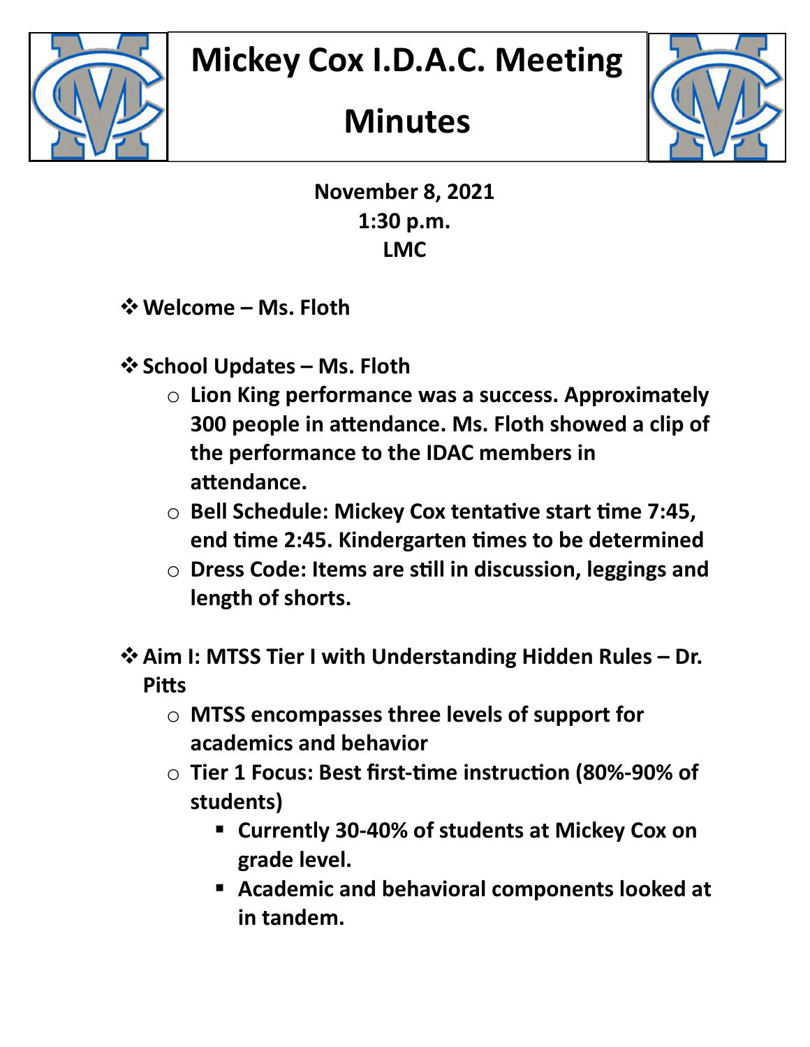# Mickey Cox I.D.A.C. Meeting Minutes

**November 8, 2021**
**1:30 p.m.**
**LMC**

- **Welcome – Ms. Floth**

- **School Updates – Ms. Floth**
  - **Lion King performance was a success. Approximately 300 people in attendance. Ms. Floth showed a clip of the performance to the IDAC members in attendance.**
  - **Bell Schedule: Mickey Cox tentative start time 7:45, end time 2:45. Kindergarten times to be determined**
  - **Dress Code: Items are still in discussion, leggings and length of shorts.**

- **Aim I: MTSS Tier I with Understanding Hidden Rules – Dr. Pitts**
  - **MTSS encompasses three levels of support for academics and behavior**
  - **Tier 1 Focus: Best first-time instruction (80%-90% of students)**
    - **Currently 30-40% of students at Mickey Cox on grade level.**
    - **Academic and behavioral components looked at in tandem.**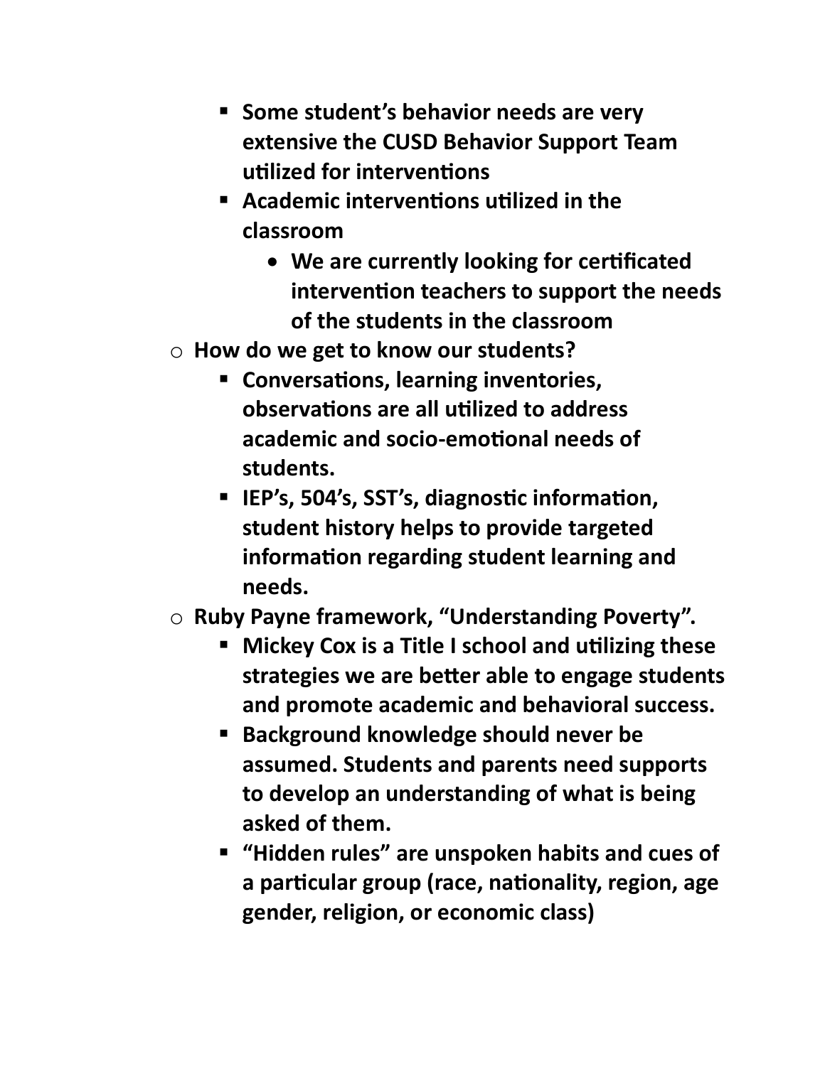- **Some student's behavior needs are very extensive the CUSD Behavior Support Team utilized for interventions**
        - **Academic interventions utilized in the classroom**
            - **We are currently looking for certificated intervention teachers to support the needs of the students in the classroom**
    - **How do we get to know our students?**
        - **Conversations, learning inventories, observations are all utilized to address academic and socio-emotional needs of students.**
        - **IEP's, 504's, SST's, diagnostic information, student history helps to provide targeted information regarding student learning and needs.**
    - **Ruby Payne framework, "Understanding Poverty".**
        - **Mickey Cox is a Title I school and utilizing these strategies we are better able to engage students and promote academic and behavioral success.**
        - **Background knowledge should never be assumed. Students and parents need supports to develop an understanding of what is being asked of them.**
        - **"Hidden rules" are unspoken habits and cues of a particular group (race, nationality, region, age gender, religion, or economic class)**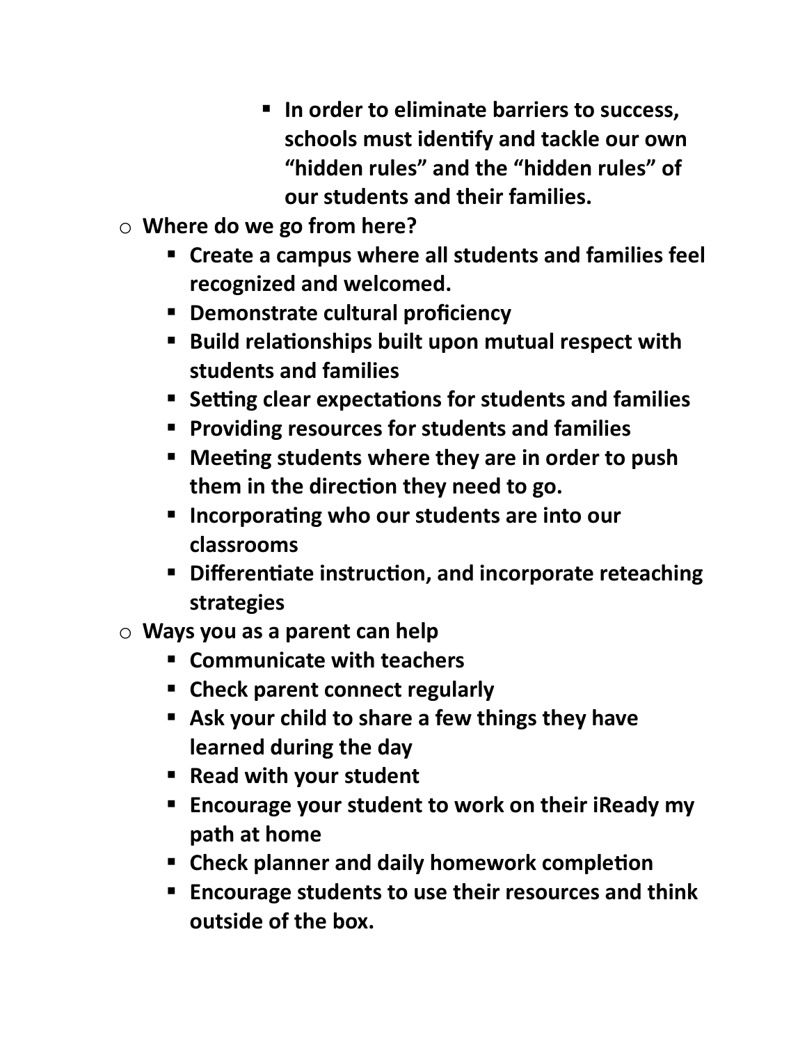- **In order to eliminate barriers to success, schools must identify and tackle our own “hidden rules” and the “hidden rules” of our students and their families.**
- **Where do we go from here?**
  - **Create a campus where all students and families feel recognized and welcomed.**
  - **Demonstrate cultural proficiency**
  - **Build relationships built upon mutual respect with students and families**
  - **Setting clear expectations for students and families**
  - **Providing resources for students and families**
  - **Meeting students where they are in order to push them in the direction they need to go.**
  - **Incorporating who our students are into our classrooms**
  - **Differentiate instruction, and incorporate reteaching strategies**
- **Ways you as a parent can help**
  - **Communicate with teachers**
  - **Check parent connect regularly**
  - **Ask your child to share a few things they have learned during the day**
  - **Read with your student**
  - **Encourage your student to work on their iReady my path at home**
  - **Check planner and daily homework completion**
  - **Encourage students to use their resources and think outside of the box.**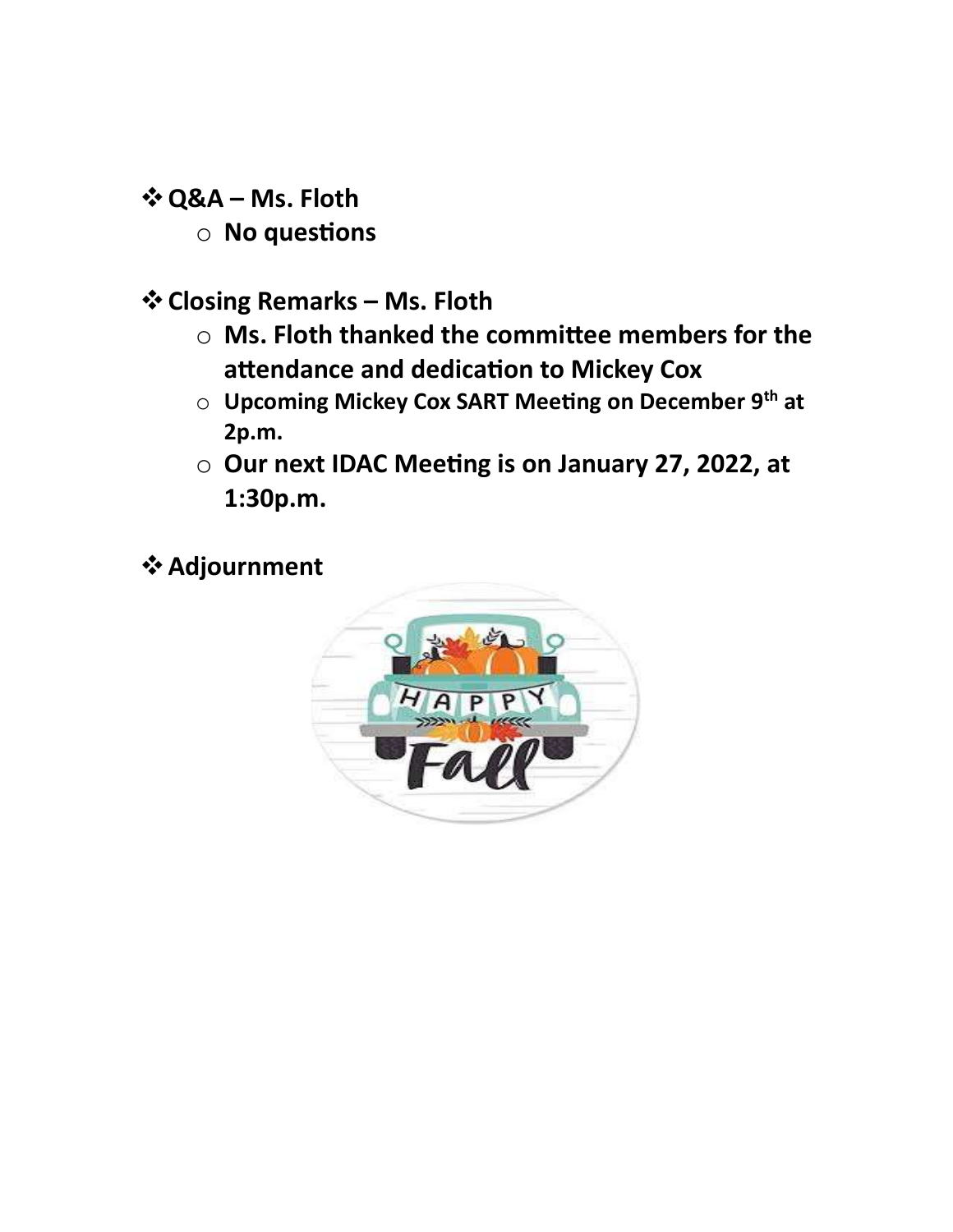- **Q&A – Ms. Floth**
  - **No questions**

- **Closing Remarks – Ms. Floth**
  - **Ms. Floth thanked the committee members for the attendance and dedication to Mickey Cox**
  - **Upcoming Mickey Cox SART Meeting on December 9th at 2p.m.**
  - **Our next IDAC Meeting is on January 27, 2022, at 1:30p.m.**

- **Adjournment**